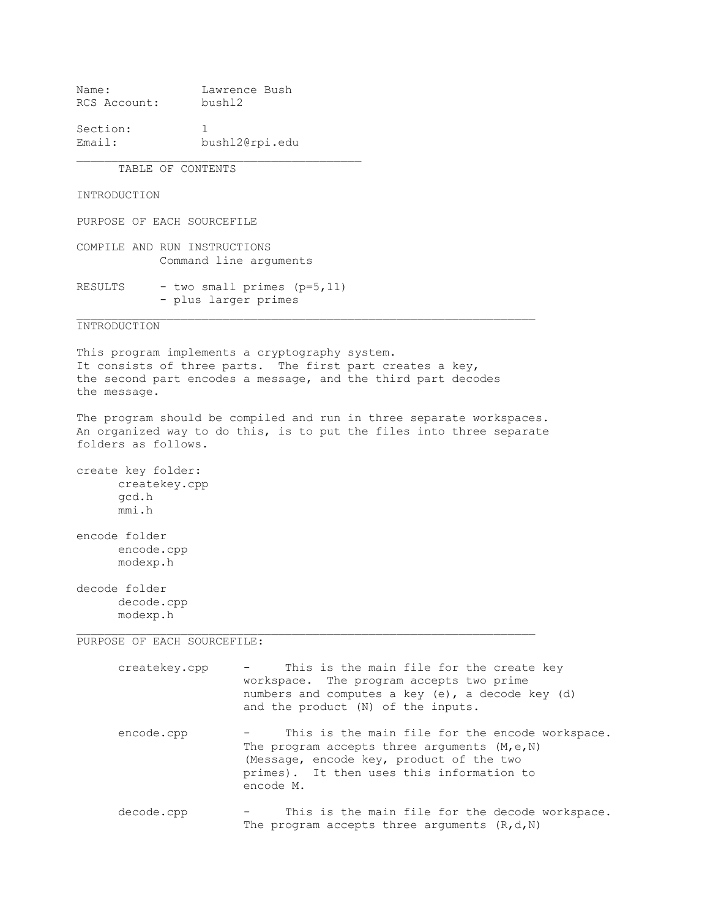Name: Lawrence Bush
RCS Account: bushl2

Section: 1
Email: bushl2@rpi.edu

---

TABLE OF CONTENTS

INTRODUCTION

PURPOSE OF EACH SOURCEFILE

COMPILE AND RUN INSTRUCTIONS
  Command line arguments

RESULTS
  - two small primes (p=5,11)
  - plus larger primes

---

## INTRODUCTION

This program implements a cryptography system.
It consists of three parts. The first part creates a key, the second part encodes a message, and the third part decodes the message.

The program should be compiled and run in three separate workspaces. An organized way to do this, is to put the files into three separate folders as follows.

create key folder:
- createkey.cpp
- gcd.h
- mmi.h

encode folder
- encode.cpp
- modexp.h

decode folder
- decode.cpp
- modexp.h

---

## PURPOSE OF EACH SOURCEFILE:

createkey.cpp - This is the main file for the create key workspace. The program accepts two prime numbers and computes a key (e), a decode key (d) and the product (N) of the inputs.

encode.cpp - This is the main file for the encode workspace. The program accepts three arguments (M,e,N) (Message, encode key, product of the two primes). It then uses this information to encode M.

decode.cpp - This is the main file for the decode workspace. The program accepts three arguments (R,d,N)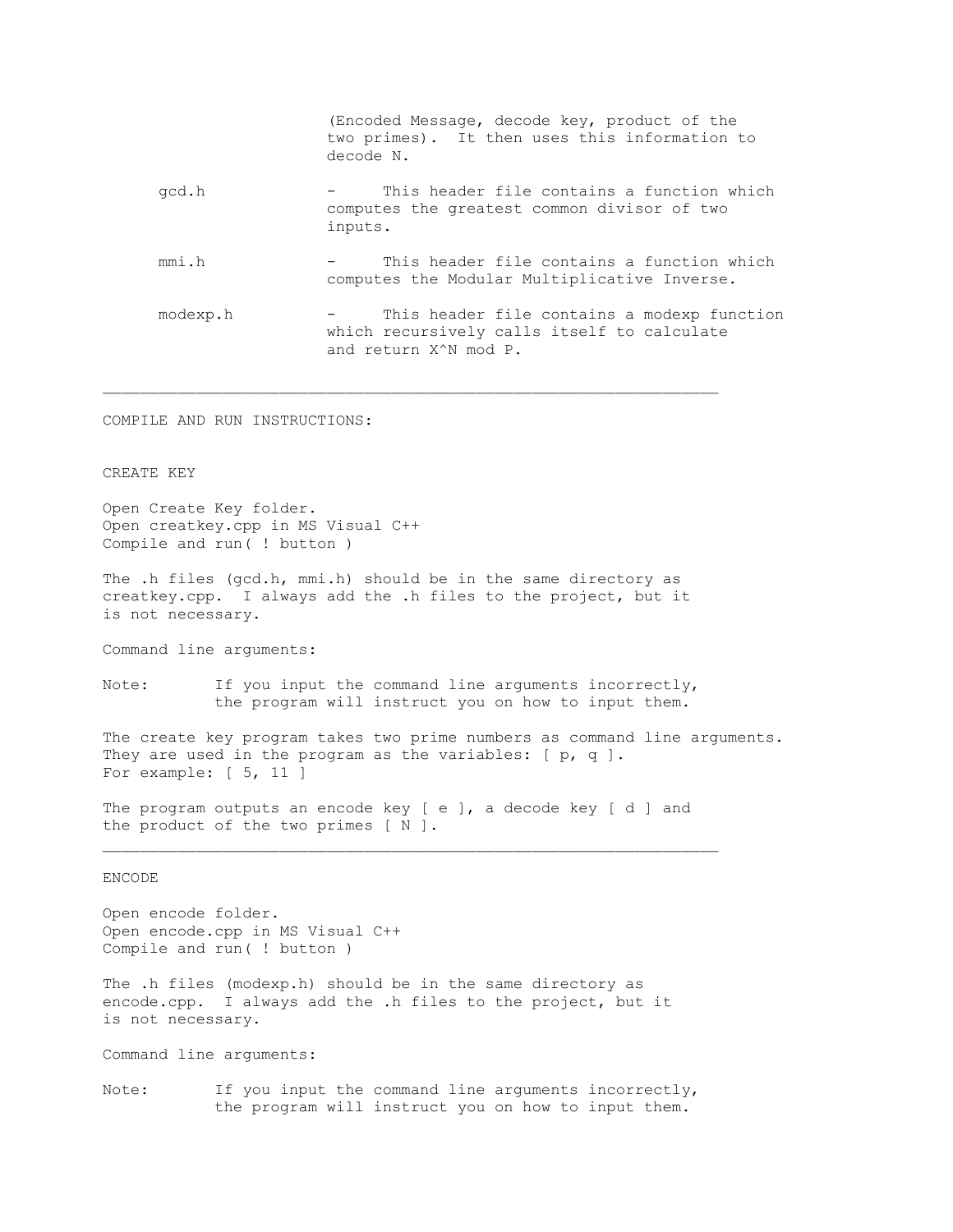(Encoded Message, decode key, product of the two primes). It then uses this information to decode N.

gcd.h - This header file contains a function which computes the greatest common divisor of two inputs.

mmi.h - This header file contains a function which computes the Modular Multiplicative Inverse.

modexp.h - This header file contains a modexp function which recursively calls itself to calculate and return X^N mod P.

---

COMPILE AND RUN INSTRUCTIONS:

CREATE KEY

Open Create Key folder.
Open creatkey.cpp in MS Visual C++
Compile and run( ! button )

The .h files (gcd.h, mmi.h) should be in the same directory as creatkey.cpp. I always add the .h files to the project, but it is not necessary.

Command line arguments:

Note: If you input the command line arguments incorrectly, the program will instruct you on how to input them.

The create key program takes two prime numbers as command line arguments. They are used in the program as the variables: [ p, q ].
For example: [ 5, 11 ]

The program outputs an encode key [ e ], a decode key [ d ] and the product of the two primes [ N ].

---

ENCODE

Open encode folder.
Open encode.cpp in MS Visual C++
Compile and run( ! button )

The .h files (modexp.h) should be in the same directory as encode.cpp. I always add the .h files to the project, but it is not necessary.

Command line arguments:

Note: If you input the command line arguments incorrectly, the program will instruct you on how to input them.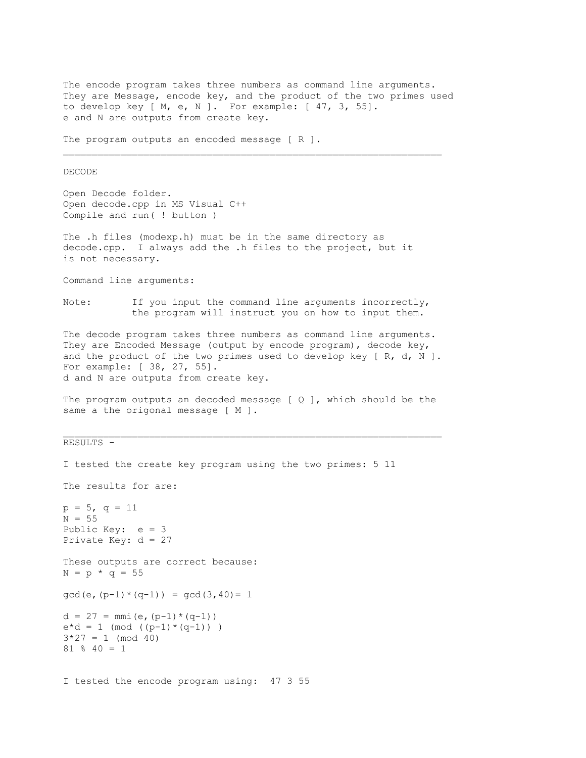The encode program takes three numbers as command line arguments. They are Message, encode key, and the product of the two primes used to develop key [ M, e, N ]. For example: [ 47, 3, 55]. e and N are outputs from create key.

The program outputs an encoded message [ R ].

---

DECODE

Open Decode folder.
Open decode.cpp in MS Visual C++
Compile and run( ! button )

The .h files (modexp.h) must be in the same directory as decode.cpp. I always add the .h files to the project, but it is not necessary.

Command line arguments:

Note: If you input the command line arguments incorrectly, the program will instruct you on how to input them.

The decode program takes three numbers as command line arguments. They are Encoded Message (output by encode program), decode key, and the product of the two primes used to develop key [ R, d, N ]. For example: [ 38, 27, 55]. d and N are outputs from create key.

The program outputs an decoded message [ Q ], which should be the same a the origonal message [ M ].

---

RESULTS -

I tested the create key program using the two primes: 5 11

The results for are:

p = 5, q = 11
N = 55
Public Key: e = 3
Private Key: d = 27

These outputs are correct because:
N = p * q = 55

gcd(e,(p-1)*(q-1)) = gcd(3,40)= 1

d = 27 = mmi(e,(p-1)*(q-1))
e*d = 1 (mod ((p-1)*(q-1)) )
3*27 = 1 (mod 40)
81 % 40 = 1

I tested the encode program using: 47 3 55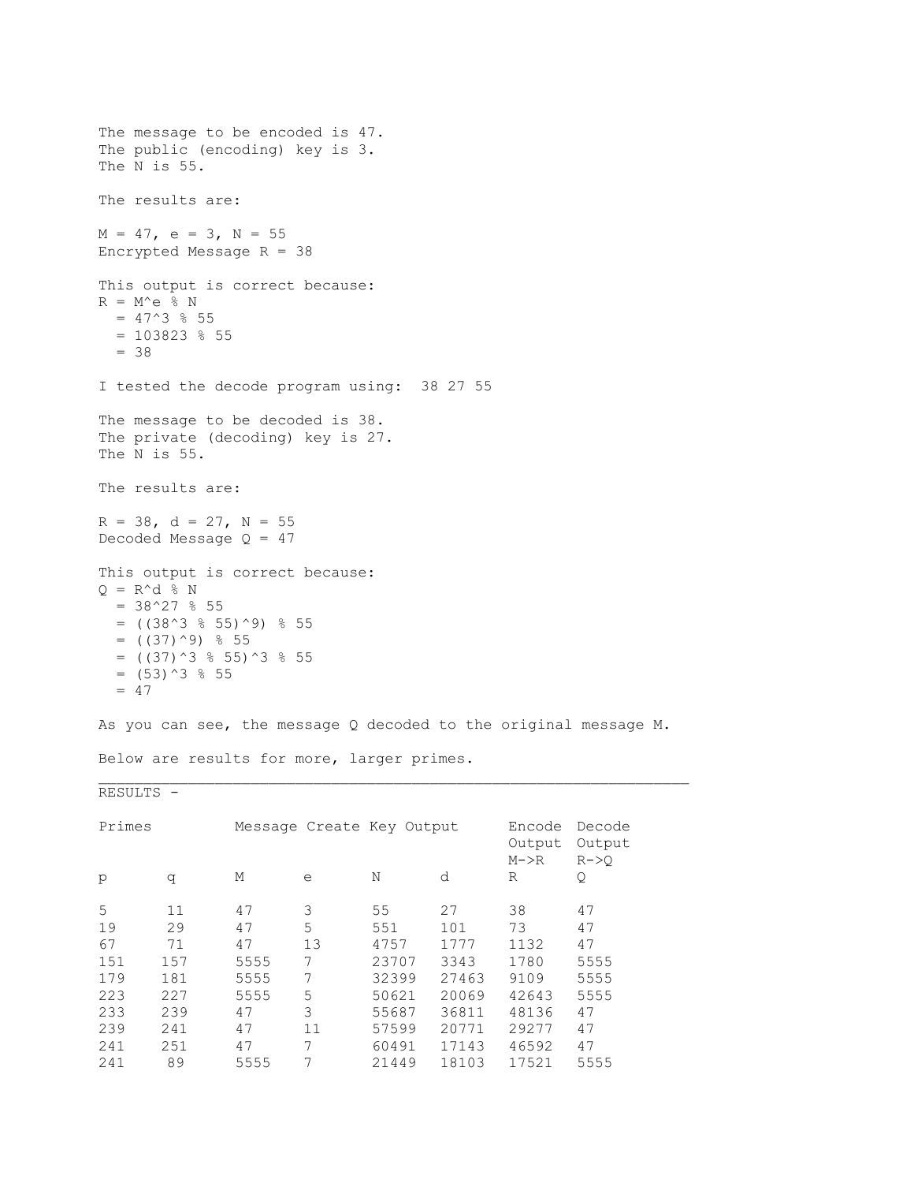The message to be encoded is 47.
The public (encoding) key is 3.
The N is 55.

The results are:

M = 47, e = 3, N = 55
Encrypted Message R = 38

This output is correct because:

```
R = M^e % N
  = 47^3 % 55
  = 103823 % 55
  = 38
```

I tested the decode program using: 38 27 55

The message to be decoded is 38.
The private (decoding) key is 27.
The N is 55.

The results are:

R = 38, d = 27, N = 55
Decoded Message Q = 47

This output is correct because:

```
Q = R^d % N
  = 38^27 % 55
  = ((38^3 % 55)^9) % 55
  = ((37)^9) % 55
  = ((37)^3 % 55)^3 % 55
  = (53)^3 % 55
  = 47
```

As you can see, the message Q decoded to the original message M.

Below are results for more, larger primes.

---

RESULTS -

| Primes | | Message | Create Key Output | | | Encode Output M->R | Decode Output R->Q |
|---|---|---|---|---|---|---|---|
| p | q | M | e | N | d | R | Q |
| 5 | 11 | 47 | 3 | 55 | 27 | 38 | 47 |
| 19 | 29 | 47 | 5 | 551 | 101 | 73 | 47 |
| 67 | 71 | 47 | 13 | 4757 | 1777 | 1132 | 47 |
| 151 | 157 | 5555 | 7 | 23707 | 3343 | 1780 | 5555 |
| 179 | 181 | 5555 | 7 | 32399 | 27463 | 9109 | 5555 |
| 223 | 227 | 5555 | 5 | 50621 | 20069 | 42643 | 5555 |
| 233 | 239 | 47 | 3 | 55687 | 36811 | 48136 | 47 |
| 239 | 241 | 47 | 11 | 57599 | 20771 | 29277 | 47 |
| 241 | 251 | 47 | 7 | 60491 | 17143 | 46592 | 47 |
| 241 | 89 | 5555 | 7 | 21449 | 18103 | 17521 | 5555 |